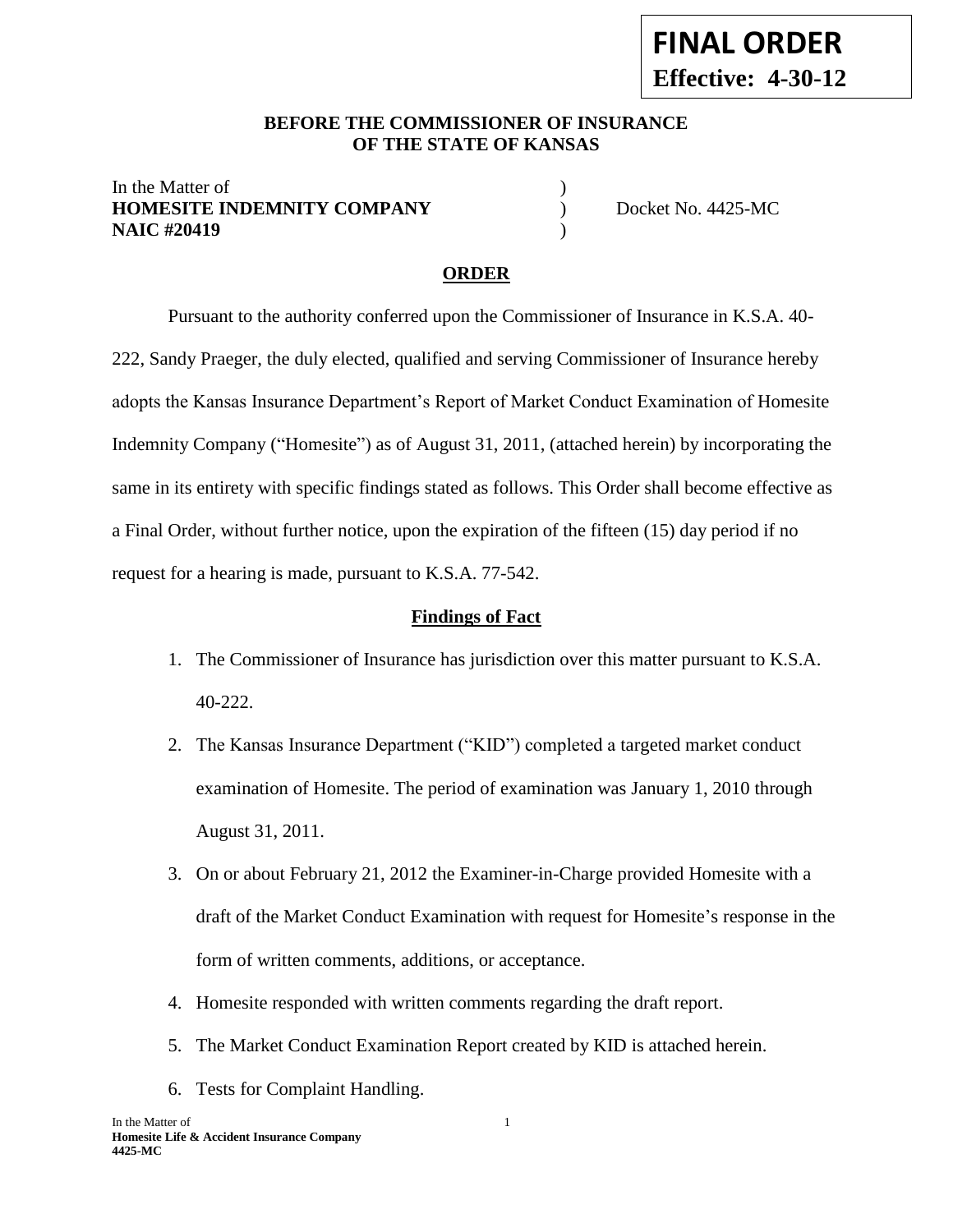**FINAL ORDER**
**Effective: 4-30-12**

**BEFORE THE COMMISSIONER OF INSURANCE**
**OF THE STATE OF KANSAS**

In the Matter of )
**HOMESITE INDEMNITY COMPANY** ) Docket No. 4425-MC
**NAIC #20419** )

## ORDER

Pursuant to the authority conferred upon the Commissioner of Insurance in K.S.A. 40-222, Sandy Praeger, the duly elected, qualified and serving Commissioner of Insurance hereby adopts the Kansas Insurance Department's Report of Market Conduct Examination of Homesite Indemnity Company ("Homesite") as of August 31, 2011, (attached herein) by incorporating the same in its entirety with specific findings stated as follows. This Order shall become effective as a Final Order, without further notice, upon the expiration of the fifteen (15) day period if no request for a hearing is made, pursuant to K.S.A. 77-542.

### Findings of Fact

1. The Commissioner of Insurance has jurisdiction over this matter pursuant to K.S.A. 40-222.
2. The Kansas Insurance Department ("KID") completed a targeted market conduct examination of Homesite. The period of examination was January 1, 2010 through August 31, 2011.
3. On or about February 21, 2012 the Examiner-in-Charge provided Homesite with a draft of the Market Conduct Examination with request for Homesite's response in the form of written comments, additions, or acceptance.
4. Homesite responded with written comments regarding the draft report.
5. The Market Conduct Examination Report created by KID is attached herein.
6. Tests for Complaint Handling.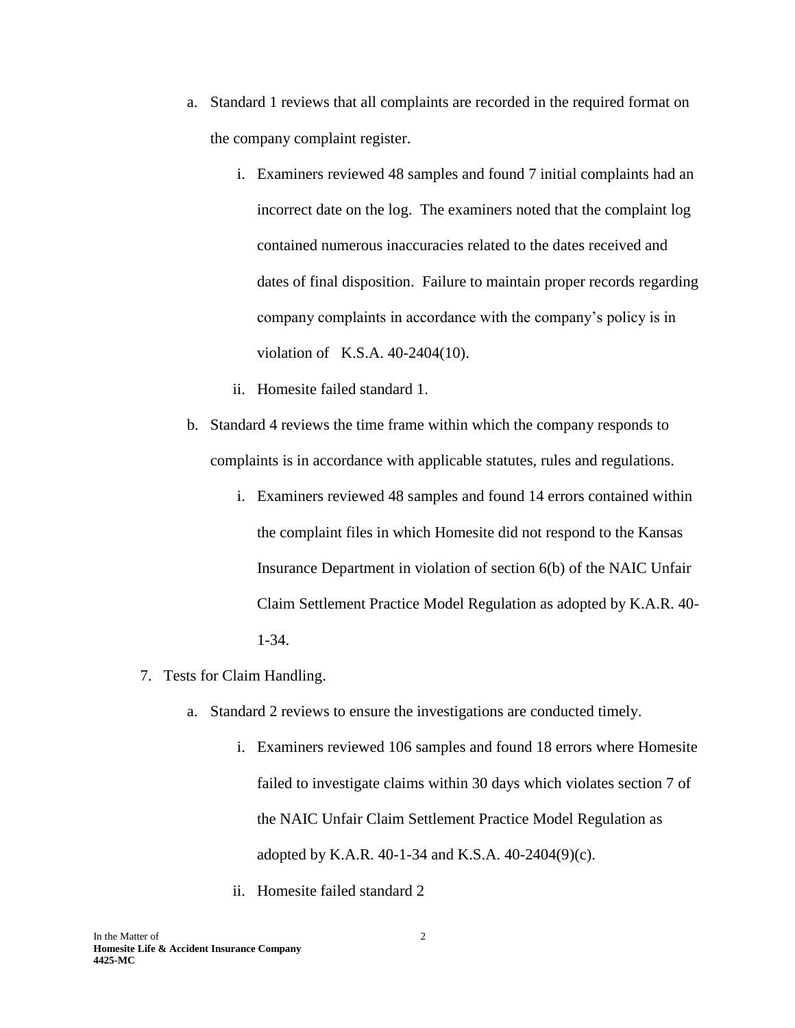a. Standard 1 reviews that all complaints are recorded in the required format on the company complaint register.

    i. Examiners reviewed 48 samples and found 7 initial complaints had an incorrect date on the log. The examiners noted that the complaint log contained numerous inaccuracies related to the dates received and dates of final disposition. Failure to maintain proper records regarding company complaints in accordance with the company's policy is in violation of K.S.A. 40-2404(10).

    ii. Homesite failed standard 1.

b. Standard 4 reviews the time frame within which the company responds to complaints is in accordance with applicable statutes, rules and regulations.

    i. Examiners reviewed 48 samples and found 14 errors contained within the complaint files in which Homesite did not respond to the Kansas Insurance Department in violation of section 6(b) of the NAIC Unfair Claim Settlement Practice Model Regulation as adopted by K.A.R. 40-1-34.

7. Tests for Claim Handling.

    a. Standard 2 reviews to ensure the investigations are conducted timely.

        i. Examiners reviewed 106 samples and found 18 errors where Homesite failed to investigate claims within 30 days which violates section 7 of the NAIC Unfair Claim Settlement Practice Model Regulation as adopted by K.A.R. 40-1-34 and K.S.A. 40-2404(9)(c).

        ii. Homesite failed standard 2

In the Matter of
**Homesite Life & Accident Insurance Company**
**4425-MC**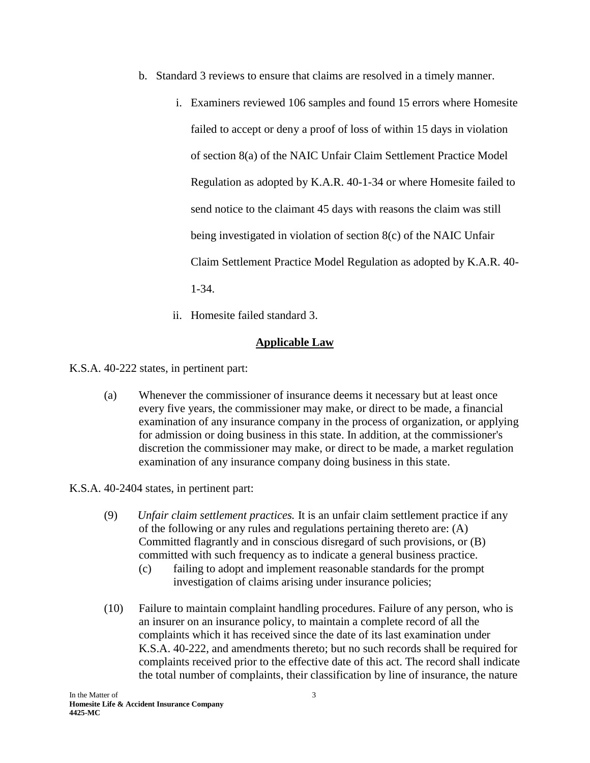b. Standard 3 reviews to ensure that claims are resolved in a timely manner.

    i. Examiners reviewed 106 samples and found 15 errors where Homesite failed to accept or deny a proof of loss of within 15 days in violation of section 8(a) of the NAIC Unfair Claim Settlement Practice Model Regulation as adopted by K.A.R. 40-1-34 or where Homesite failed to send notice to the claimant 45 days with reasons the claim was still being investigated in violation of section 8(c) of the NAIC Unfair Claim Settlement Practice Model Regulation as adopted by K.A.R. 40-1-34.

    ii. Homesite failed standard 3.

## Applicable Law

K.S.A. 40-222 states, in pertinent part:

> (a) Whenever the commissioner of insurance deems it necessary but at least once every five years, the commissioner may make, or direct to be made, a financial examination of any insurance company in the process of organization, or applying for admission or doing business in this state. In addition, at the commissioner's discretion the commissioner may make, or direct to be made, a market regulation examination of any insurance company doing business in this state.

K.S.A. 40-2404 states, in pertinent part:

> (9) *Unfair claim settlement practices.* It is an unfair claim settlement practice if any of the following or any rules and regulations pertaining thereto are: (A) Committed flagrantly and in conscious disregard of such provisions, or (B) committed with such frequency as to indicate a general business practice.
>
> (c) failing to adopt and implement reasonable standards for the prompt investigation of claims arising under insurance policies;
>
> (10) Failure to maintain complaint handling procedures. Failure of any person, who is an insurer on an insurance policy, to maintain a complete record of all the complaints which it has received since the date of its last examination under K.S.A. 40-222, and amendments thereto; but no such records shall be required for complaints received prior to the effective date of this act. The record shall indicate the total number of complaints, their classification by line of insurance, the nature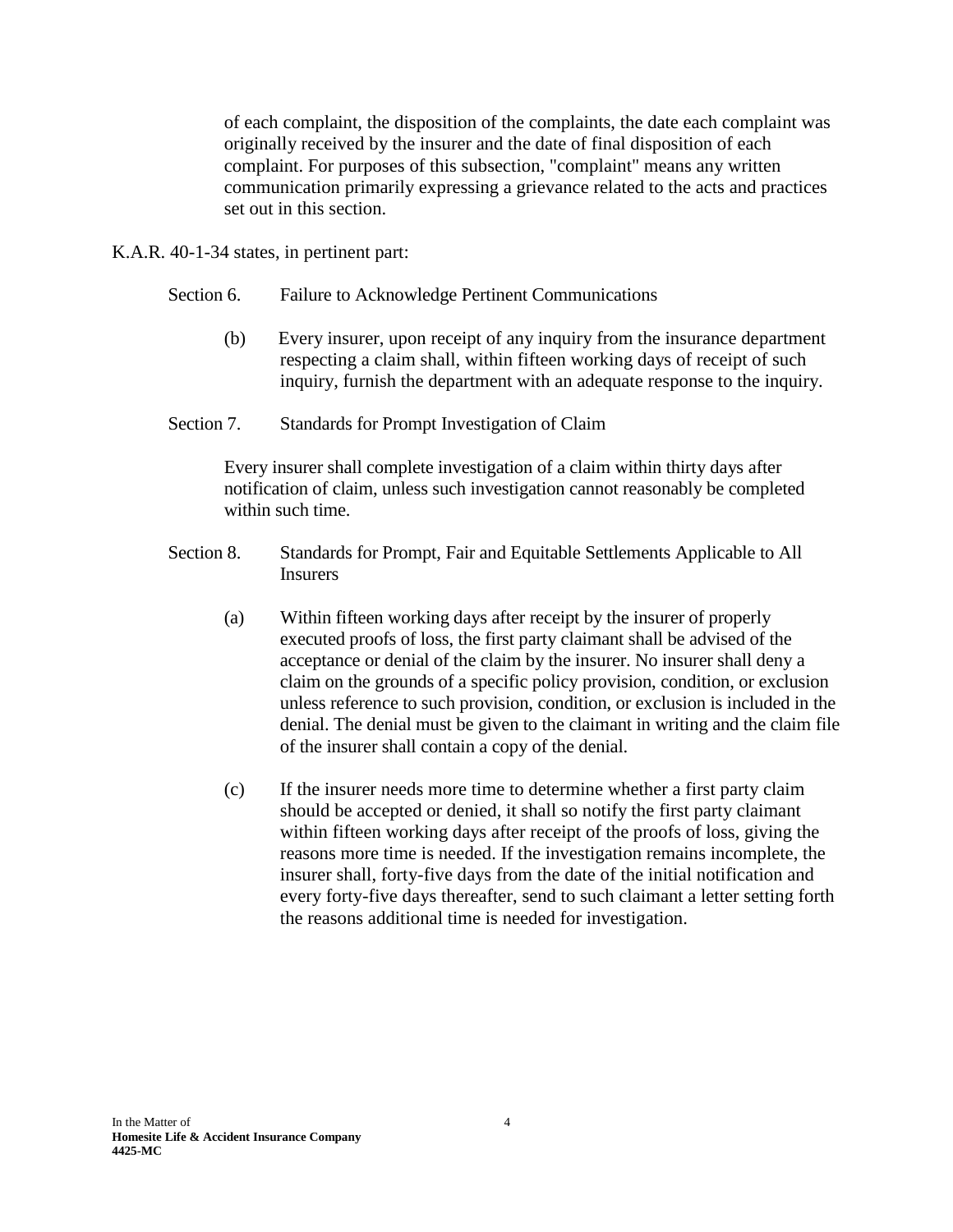of each complaint, the disposition of the complaints, the date each complaint was originally received by the insurer and the date of final disposition of each complaint. For purposes of this subsection, "complaint" means any written communication primarily expressing a grievance related to the acts and practices set out in this section.

K.A.R. 40-1-34 states, in pertinent part:

Section 6. Failure to Acknowledge Pertinent Communications

(b) Every insurer, upon receipt of any inquiry from the insurance department respecting a claim shall, within fifteen working days of receipt of such inquiry, furnish the department with an adequate response to the inquiry.

Section 7. Standards for Prompt Investigation of Claim

Every insurer shall complete investigation of a claim within thirty days after notification of claim, unless such investigation cannot reasonably be completed within such time.

Section 8. Standards for Prompt, Fair and Equitable Settlements Applicable to All Insurers

(a) Within fifteen working days after receipt by the insurer of properly executed proofs of loss, the first party claimant shall be advised of the acceptance or denial of the claim by the insurer. No insurer shall deny a claim on the grounds of a specific policy provision, condition, or exclusion unless reference to such provision, condition, or exclusion is included in the denial. The denial must be given to the claimant in writing and the claim file of the insurer shall contain a copy of the denial.

(c) If the insurer needs more time to determine whether a first party claim should be accepted or denied, it shall so notify the first party claimant within fifteen working days after receipt of the proofs of loss, giving the reasons more time is needed. If the investigation remains incomplete, the insurer shall, forty-five days from the date of the initial notification and every forty-five days thereafter, send to such claimant a letter setting forth the reasons additional time is needed for investigation.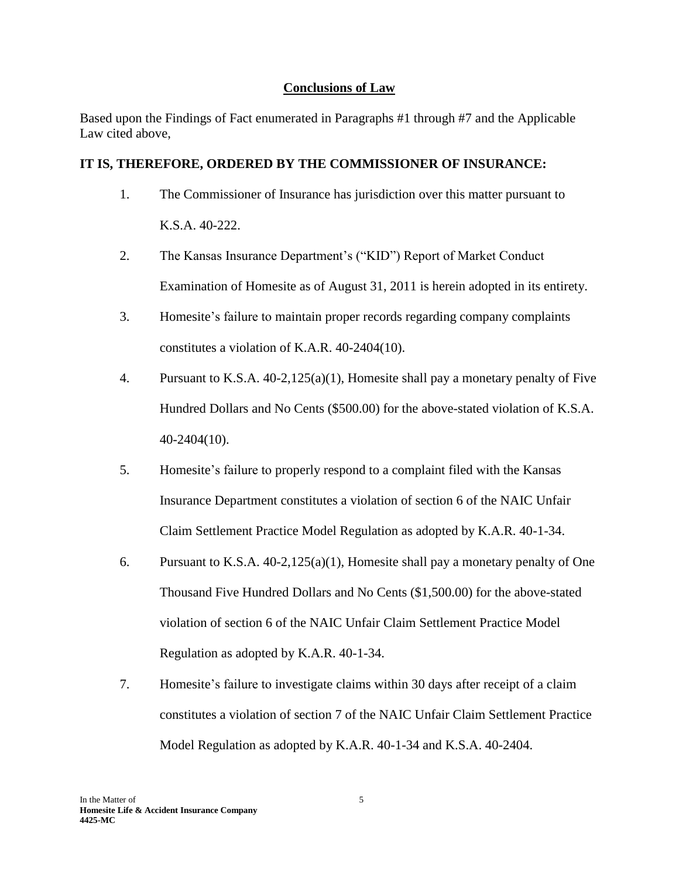## Conclusions of Law

Based upon the Findings of Fact enumerated in Paragraphs #1 through #7 and the Applicable Law cited above,

**IT IS, THEREFORE, ORDERED BY THE COMMISSIONER OF INSURANCE:**

1. The Commissioner of Insurance has jurisdiction over this matter pursuant to K.S.A. 40-222.

2. The Kansas Insurance Department's ("KID") Report of Market Conduct Examination of Homesite as of August 31, 2011 is herein adopted in its entirety.

3. Homesite's failure to maintain proper records regarding company complaints constitutes a violation of K.A.R. 40-2404(10).

4. Pursuant to K.S.A. 40-2,125(a)(1), Homesite shall pay a monetary penalty of Five Hundred Dollars and No Cents ($500.00) for the above-stated violation of K.S.A. 40-2404(10).

5. Homesite's failure to properly respond to a complaint filed with the Kansas Insurance Department constitutes a violation of section 6 of the NAIC Unfair Claim Settlement Practice Model Regulation as adopted by K.A.R. 40-1-34.

6. Pursuant to K.S.A. 40-2,125(a)(1), Homesite shall pay a monetary penalty of One Thousand Five Hundred Dollars and No Cents ($1,500.00) for the above-stated violation of section 6 of the NAIC Unfair Claim Settlement Practice Model Regulation as adopted by K.A.R. 40-1-34.

7. Homesite's failure to investigate claims within 30 days after receipt of a claim constitutes a violation of section 7 of the NAIC Unfair Claim Settlement Practice Model Regulation as adopted by K.A.R. 40-1-34 and K.S.A. 40-2404.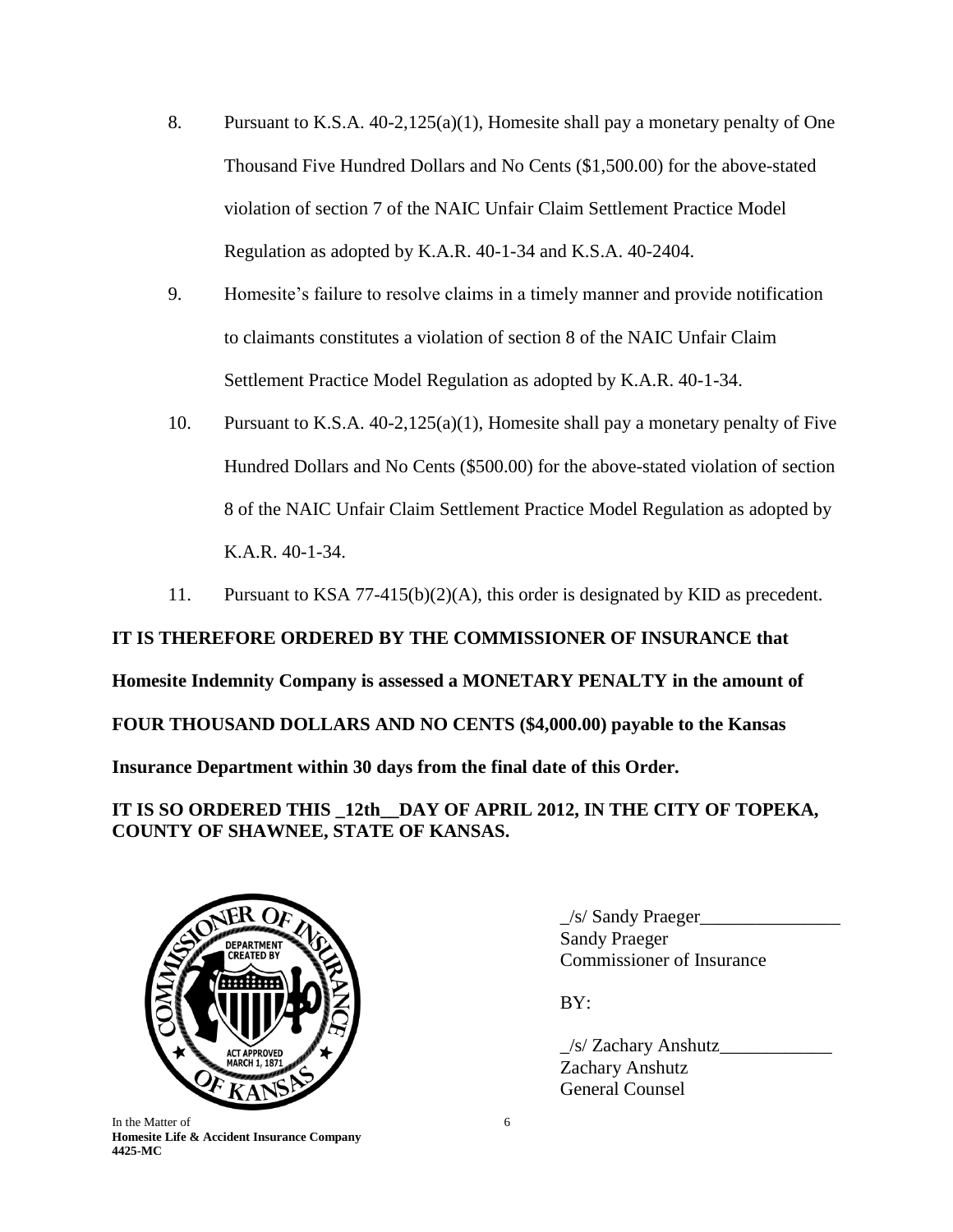8. Pursuant to K.S.A. 40-2,125(a)(1), Homesite shall pay a monetary penalty of One Thousand Five Hundred Dollars and No Cents ($1,500.00) for the above-stated violation of section 7 of the NAIC Unfair Claim Settlement Practice Model Regulation as adopted by K.A.R. 40-1-34 and K.S.A. 40-2404.

9. Homesite's failure to resolve claims in a timely manner and provide notification to claimants constitutes a violation of section 8 of the NAIC Unfair Claim Settlement Practice Model Regulation as adopted by K.A.R. 40-1-34.

10. Pursuant to K.S.A. 40-2,125(a)(1), Homesite shall pay a monetary penalty of Five Hundred Dollars and No Cents ($500.00) for the above-stated violation of section 8 of the NAIC Unfair Claim Settlement Practice Model Regulation as adopted by K.A.R. 40-1-34.

11. Pursuant to KSA 77-415(b)(2)(A), this order is designated by KID as precedent.

**IT IS THEREFORE ORDERED BY THE COMMISSIONER OF INSURANCE that Homesite Indemnity Company is assessed a MONETARY PENALTY in the amount of FOUR THOUSAND DOLLARS AND NO CENTS ($4,000.00) payable to the Kansas Insurance Department within 30 days from the final date of this Order.**

**IT IS SO ORDERED THIS _12th__DAY OF APRIL 2012, IN THE CITY OF TOPEKA, COUNTY OF SHAWNEE, STATE OF KANSAS.**

_/s/ Sandy Praeger_______________
Sandy Praeger
Commissioner of Insurance

BY:

_/s/ Zachary Anshutz____________
Zachary Anshutz
General Counsel

In the Matter of
**Homesite Life & Accident Insurance Company**
**4425-MC**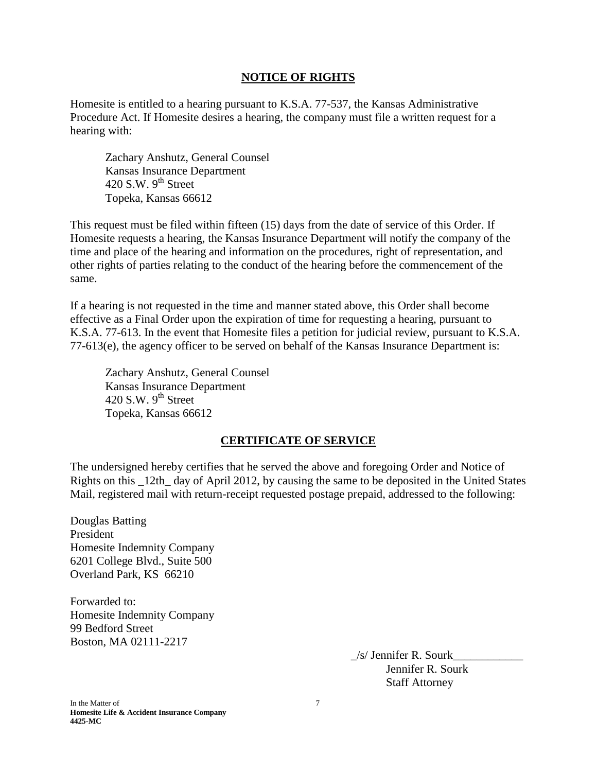## NOTICE OF RIGHTS

Homesite is entitled to a hearing pursuant to K.S.A. 77-537, the Kansas Administrative Procedure Act. If Homesite desires a hearing, the company must file a written request for a hearing with:

Zachary Anshutz, General Counsel
Kansas Insurance Department
420 S.W. 9th Street
Topeka, Kansas 66612

This request must be filed within fifteen (15) days from the date of service of this Order. If Homesite requests a hearing, the Kansas Insurance Department will notify the company of the time and place of the hearing and information on the procedures, right of representation, and other rights of parties relating to the conduct of the hearing before the commencement of the same.

If a hearing is not requested in the time and manner stated above, this Order shall become effective as a Final Order upon the expiration of time for requesting a hearing, pursuant to K.S.A. 77-613. In the event that Homesite files a petition for judicial review, pursuant to K.S.A. 77-613(e), the agency officer to be served on behalf of the Kansas Insurance Department is:

Zachary Anshutz, General Counsel
Kansas Insurance Department
420 S.W. 9th Street
Topeka, Kansas 66612

## CERTIFICATE OF SERVICE

The undersigned hereby certifies that he served the above and foregoing Order and Notice of Rights on this _12th_ day of April 2012, by causing the same to be deposited in the United States Mail, registered mail with return-receipt requested postage prepaid, addressed to the following:

Douglas Batting
President
Homesite Indemnity Company
6201 College Blvd., Suite 500
Overland Park, KS 66210

Forwarded to:
Homesite Indemnity Company
99 Bedford Street
Boston, MA 02111-2217

_/s/ Jennifer R. Sourk____________
Jennifer R. Sourk
Staff Attorney